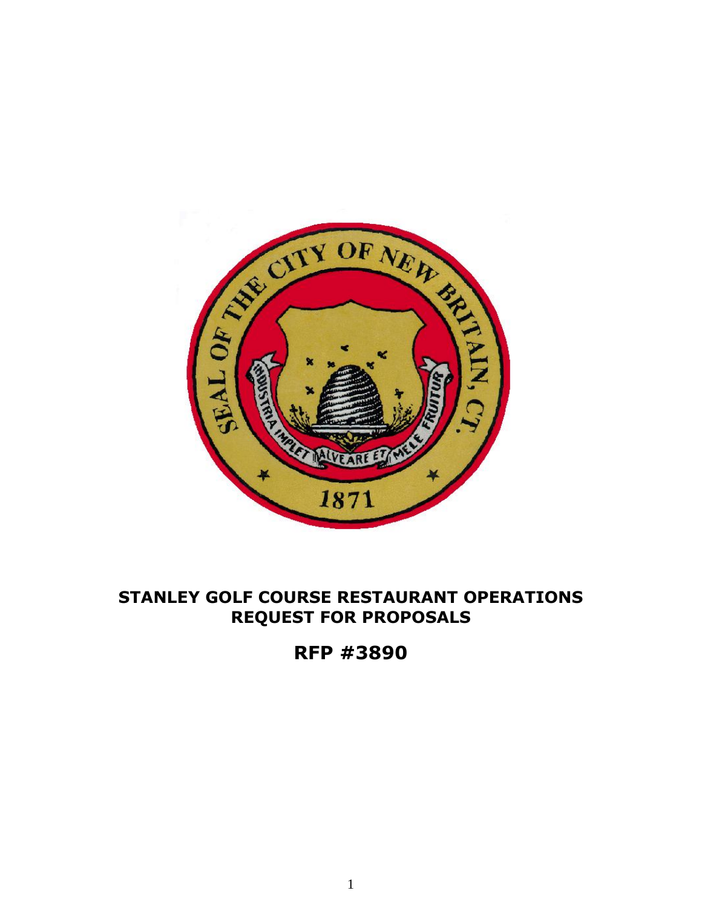# STANLEY GOLF COURSE RESTAURANT OPERATIONS REQUEST FOR PROPOSALS

## RFP #3890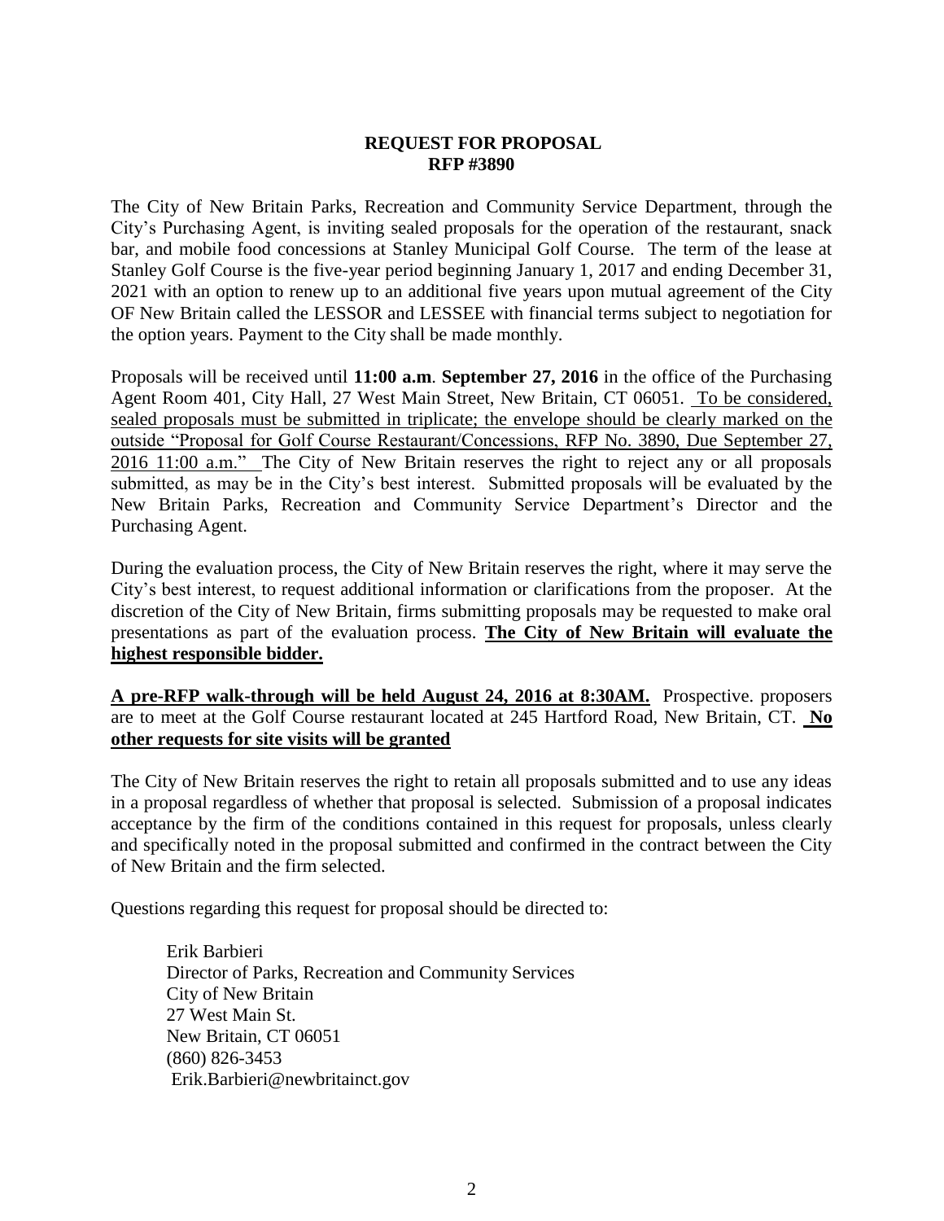**REQUEST FOR PROPOSAL**
**RFP #3890**

The City of New Britain Parks, Recreation and Community Service Department, through the City's Purchasing Agent, is inviting sealed proposals for the operation of the restaurant, snack bar, and mobile food concessions at Stanley Municipal Golf Course. The term of the lease at Stanley Golf Course is the five-year period beginning January 1, 2017 and ending December 31, 2021 with an option to renew up to an additional five years upon mutual agreement of the City OF New Britain called the LESSOR and LESSEE with financial terms subject to negotiation for the option years. Payment to the City shall be made monthly.

Proposals will be received until **11:00 a.m**. **September 27, 2016** in the office of the Purchasing Agent Room 401, City Hall, 27 West Main Street, New Britain, CT 06051. To be considered, sealed proposals must be submitted in triplicate; the envelope should be clearly marked on the outside "Proposal for Golf Course Restaurant/Concessions, RFP No. 3890, Due September 27, 2016 11:00 a.m." The City of New Britain reserves the right to reject any or all proposals submitted, as may be in the City's best interest. Submitted proposals will be evaluated by the New Britain Parks, Recreation and Community Service Department's Director and the Purchasing Agent.

During the evaluation process, the City of New Britain reserves the right, where it may serve the City's best interest, to request additional information or clarifications from the proposer. At the discretion of the City of New Britain, firms submitting proposals may be requested to make oral presentations as part of the evaluation process. **The City of New Britain will evaluate the highest responsible bidder.**

**A pre-RFP walk-through will be held August 24, 2016 at 8:30AM.** Prospective. proposers are to meet at the Golf Course restaurant located at 245 Hartford Road, New Britain, CT. **No other requests for site visits will be granted**

The City of New Britain reserves the right to retain all proposals submitted and to use any ideas in a proposal regardless of whether that proposal is selected. Submission of a proposal indicates acceptance by the firm of the conditions contained in this request for proposals, unless clearly and specifically noted in the proposal submitted and confirmed in the contract between the City of New Britain and the firm selected.

Questions regarding this request for proposal should be directed to:

Erik Barbieri
Director of Parks, Recreation and Community Services
City of New Britain
27 West Main St.
New Britain, CT 06051
(860) 826-3453
Erik.Barbieri@newbritainct.gov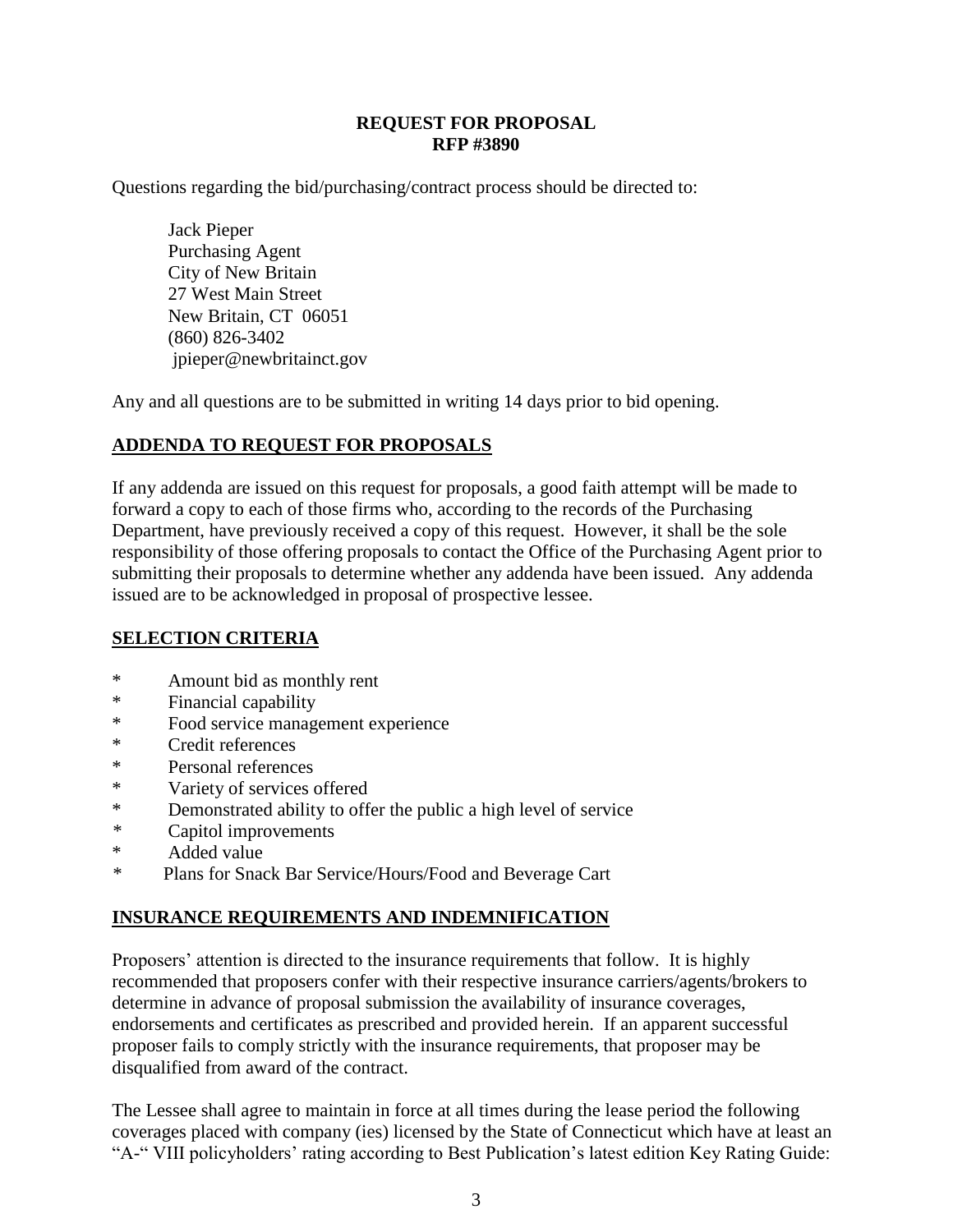**REQUEST FOR PROPOSAL**
**RFP #3890**

Questions regarding the bid/purchasing/contract process should be directed to:

Jack Pieper
Purchasing Agent
City of New Britain
27 West Main Street
New Britain, CT 06051
(860) 826-3402
jpieper@newbritainct.gov

Any and all questions are to be submitted in writing 14 days prior to bid opening.

## ADDENDA TO REQUEST FOR PROPOSALS

If any addenda are issued on this request for proposals, a good faith attempt will be made to forward a copy to each of those firms who, according to the records of the Purchasing Department, have previously received a copy of this request. However, it shall be the sole responsibility of those offering proposals to contact the Office of the Purchasing Agent prior to submitting their proposals to determine whether any addenda have been issued. Any addenda issued are to be acknowledged in proposal of prospective lessee.

## SELECTION CRITERIA

* Amount bid as monthly rent
* Financial capability
* Food service management experience
* Credit references
* Personal references
* Variety of services offered
* Demonstrated ability to offer the public a high level of service
* Capitol improvements
* Added value
* Plans for Snack Bar Service/Hours/Food and Beverage Cart

## INSURANCE REQUIREMENTS AND INDEMNIFICATION

Proposers' attention is directed to the insurance requirements that follow. It is highly recommended that proposers confer with their respective insurance carriers/agents/brokers to determine in advance of proposal submission the availability of insurance coverages, endorsements and certificates as prescribed and provided herein. If an apparent successful proposer fails to comply strictly with the insurance requirements, that proposer may be disqualified from award of the contract.

The Lessee shall agree to maintain in force at all times during the lease period the following coverages placed with company (ies) licensed by the State of Connecticut which have at least an "A-" VIII policyholders' rating according to Best Publication's latest edition Key Rating Guide: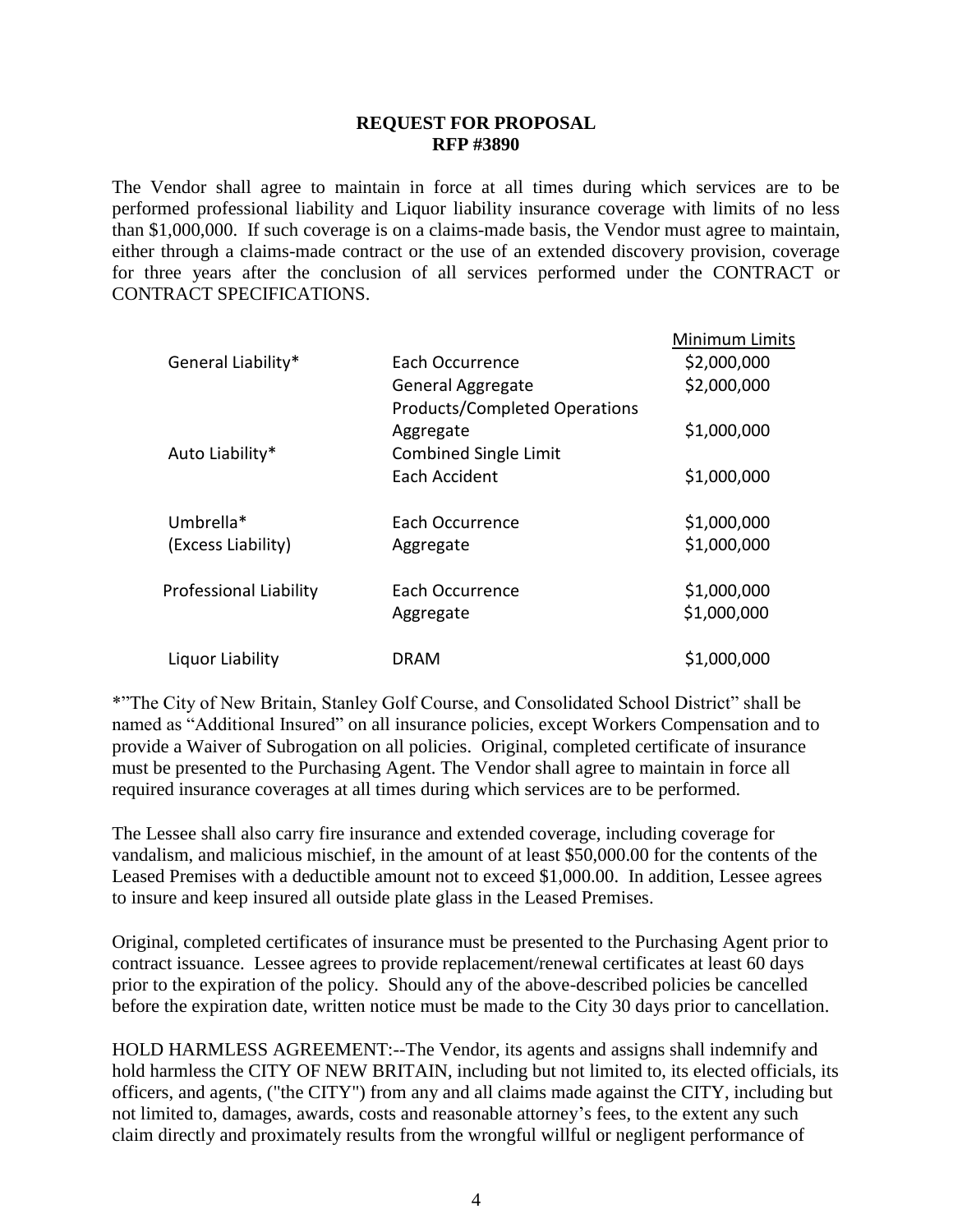**REQUEST FOR PROPOSAL**
**RFP #3890**

The Vendor shall agree to maintain in force at all times during which services are to be performed professional liability and Liquor liability insurance coverage with limits of no less than $1,000,000. If such coverage is on a claims-made basis, the Vendor must agree to maintain, either through a claims-made contract or the use of an extended discovery provision, coverage for three years after the conclusion of all services performed under the CONTRACT or CONTRACT SPECIFICATIONS.

| | | Minimum Limits |
|---|---|---|
| General Liability* | Each Occurrence | $2,000,000 |
| | General Aggregate | $2,000,000 |
| | Products/Completed Operations Aggregate | $1,000,000 |
| Auto Liability* | Combined Single Limit Each Accident | $1,000,000 |
| Umbrella* | Each Occurrence | $1,000,000 |
| (Excess Liability) | Aggregate | $1,000,000 |
| Professional Liability | Each Occurrence | $1,000,000 |
| | Aggregate | $1,000,000 |
| Liquor Liability | DRAM | $1,000,000 |

*"The City of New Britain, Stanley Golf Course, and Consolidated School District" shall be named as "Additional Insured" on all insurance policies, except Workers Compensation and to provide a Waiver of Subrogation on all policies. Original, completed certificate of insurance must be presented to the Purchasing Agent. The Vendor shall agree to maintain in force all required insurance coverages at all times during which services are to be performed.

The Lessee shall also carry fire insurance and extended coverage, including coverage for vandalism, and malicious mischief, in the amount of at least $50,000.00 for the contents of the Leased Premises with a deductible amount not to exceed $1,000.00. In addition, Lessee agrees to insure and keep insured all outside plate glass in the Leased Premises.

Original, completed certificates of insurance must be presented to the Purchasing Agent prior to contract issuance. Lessee agrees to provide replacement/renewal certificates at least 60 days prior to the expiration of the policy. Should any of the above-described policies be cancelled before the expiration date, written notice must be made to the City 30 days prior to cancellation.

HOLD HARMLESS AGREEMENT:--The Vendor, its agents and assigns shall indemnify and hold harmless the CITY OF NEW BRITAIN, including but not limited to, its elected officials, its officers, and agents, ("the CITY") from any and all claims made against the CITY, including but not limited to, damages, awards, costs and reasonable attorney's fees, to the extent any such claim directly and proximately results from the wrongful willful or negligent performance of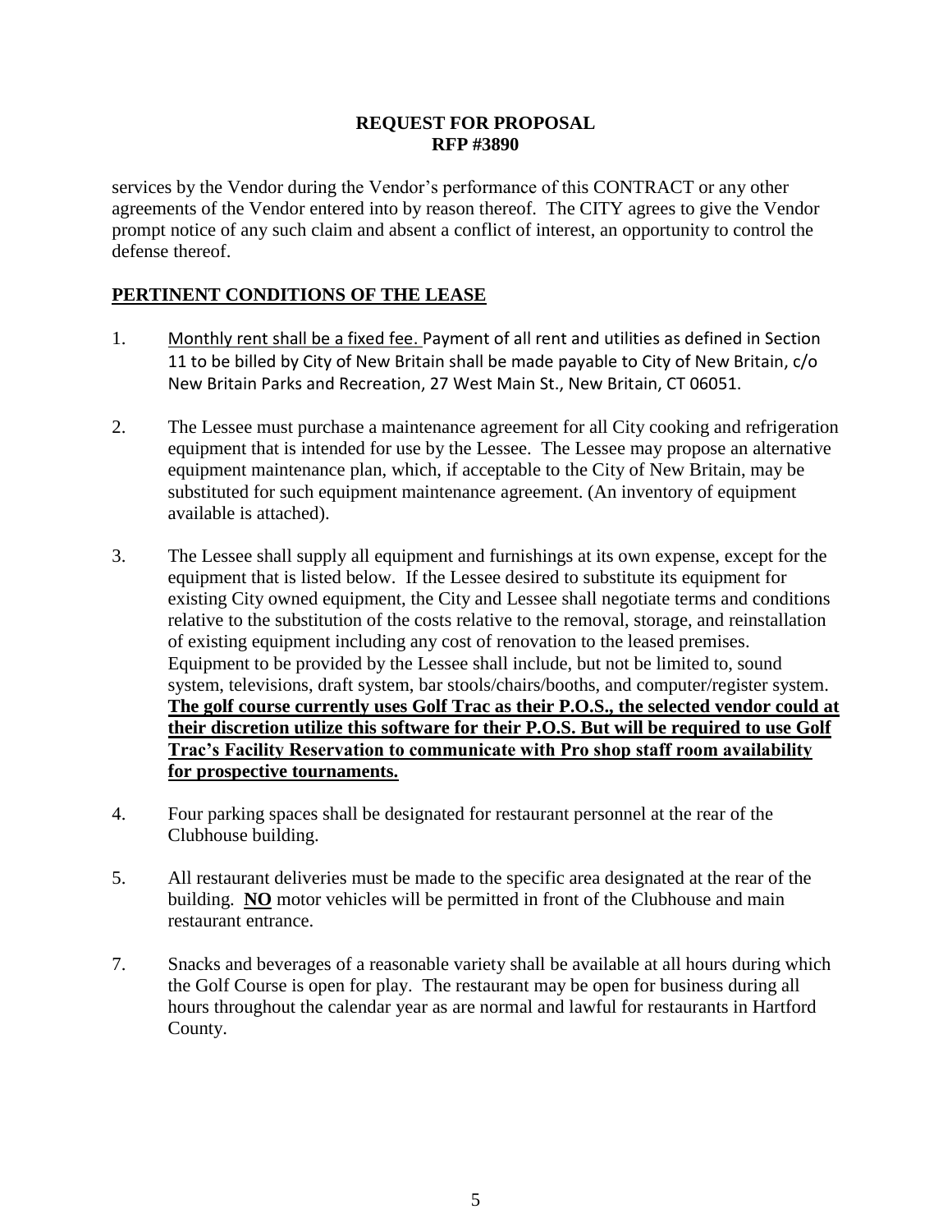**REQUEST FOR PROPOSAL**
**RFP #3890**

services by the Vendor during the Vendor's performance of this CONTRACT or any other agreements of the Vendor entered into by reason thereof. The CITY agrees to give the Vendor prompt notice of any such claim and absent a conflict of interest, an opportunity to control the defense thereof.

## PERTINENT CONDITIONS OF THE LEASE

1. Monthly rent shall be a fixed fee. Payment of all rent and utilities as defined in Section 11 to be billed by City of New Britain shall be made payable to City of New Britain, c/o New Britain Parks and Recreation, 27 West Main St., New Britain, CT 06051.

2. The Lessee must purchase a maintenance agreement for all City cooking and refrigeration equipment that is intended for use by the Lessee. The Lessee may propose an alternative equipment maintenance plan, which, if acceptable to the City of New Britain, may be substituted for such equipment maintenance agreement. (An inventory of equipment available is attached).

3. The Lessee shall supply all equipment and furnishings at its own expense, except for the equipment that is listed below. If the Lessee desired to substitute its equipment for existing City owned equipment, the City and Lessee shall negotiate terms and conditions relative to the substitution of the costs relative to the removal, storage, and reinstallation of existing equipment including any cost of renovation to the leased premises. Equipment to be provided by the Lessee shall include, but not be limited to, sound system, televisions, draft system, bar stools/chairs/booths, and computer/register system. **The golf course currently uses Golf Trac as their P.O.S., the selected vendor could at their discretion utilize this software for their P.O.S. But will be required to use Golf Trac's Facility Reservation to communicate with Pro shop staff room availability for prospective tournaments.**

4. Four parking spaces shall be designated for restaurant personnel at the rear of the Clubhouse building.

5. All restaurant deliveries must be made to the specific area designated at the rear of the building. **NO** motor vehicles will be permitted in front of the Clubhouse and main restaurant entrance.

7. Snacks and beverages of a reasonable variety shall be available at all hours during which the Golf Course is open for play. The restaurant may be open for business during all hours throughout the calendar year as are normal and lawful for restaurants in Hartford County.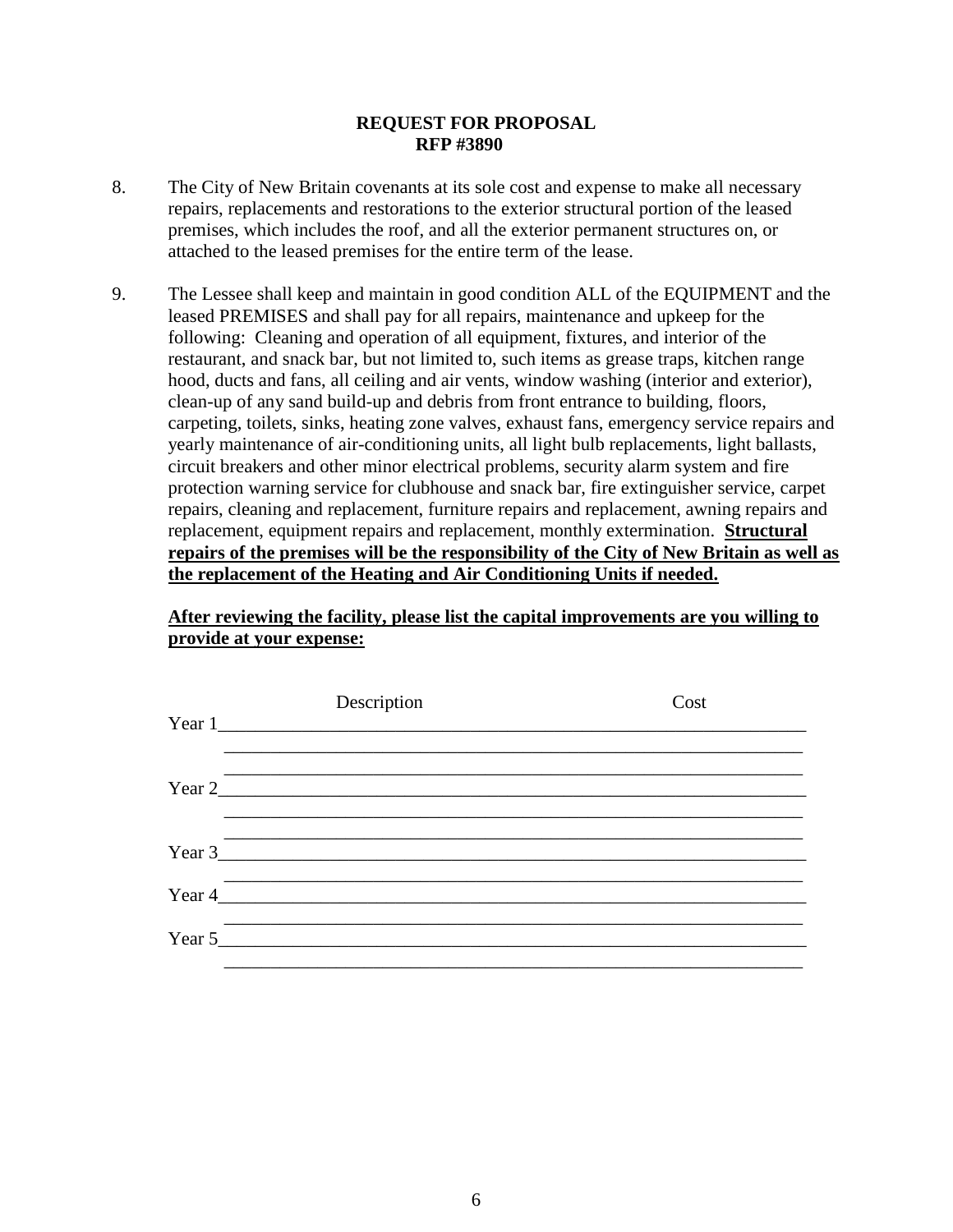**REQUEST FOR PROPOSAL**
**RFP #3890**

8. The City of New Britain covenants at its sole cost and expense to make all necessary repairs, replacements and restorations to the exterior structural portion of the leased premises, which includes the roof, and all the exterior permanent structures on, or attached to the leased premises for the entire term of the lease.

9. The Lessee shall keep and maintain in good condition ALL of the EQUIPMENT and the leased PREMISES and shall pay for all repairs, maintenance and upkeep for the following: Cleaning and operation of all equipment, fixtures, and interior of the restaurant, and snack bar, but not limited to, such items as grease traps, kitchen range hood, ducts and fans, all ceiling and air vents, window washing (interior and exterior), clean-up of any sand build-up and debris from front entrance to building, floors, carpeting, toilets, sinks, heating zone valves, exhaust fans, emergency service repairs and yearly maintenance of air-conditioning units, all light bulb replacements, light ballasts, circuit breakers and other minor electrical problems, security alarm system and fire protection warning service for clubhouse and snack bar, fire extinguisher service, carpet repairs, cleaning and replacement, furniture repairs and replacement, awning repairs and replacement, equipment repairs and replacement, monthly extermination. **<u>Structural repairs of the premises will be the responsibility of the City of New Britain as well as the replacement of the Heating and Air Conditioning Units if needed.</u>**

**<u>After reviewing the facility, please list the capital improvements are you willing to provide at your expense:</u>**

| | Description | Cost |
|---|---|---|
| Year 1 | | |
| | | |
| | | |
| Year 2 | | |
| | | |
| | | |
| Year 3 | | |
| | | |
| Year 4 | | |
| | | |
| Year 5 | | |
| | | |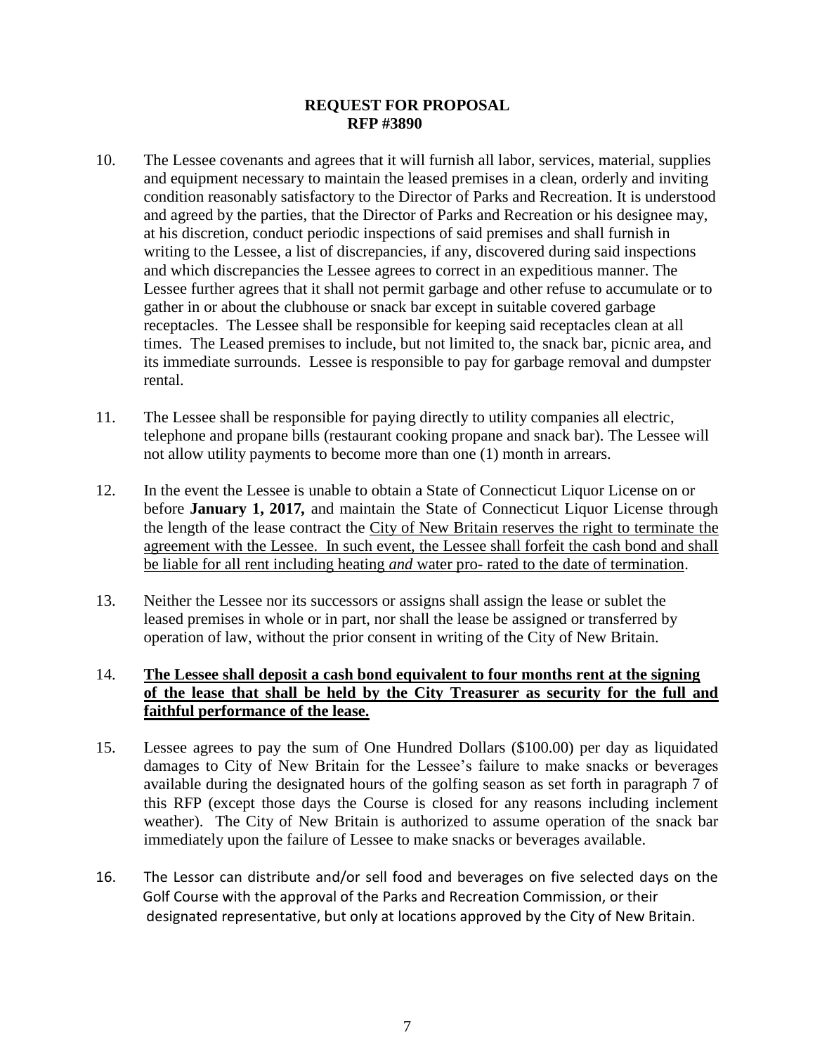**REQUEST FOR PROPOSAL**
**RFP #3890**

10. The Lessee covenants and agrees that it will furnish all labor, services, material, supplies and equipment necessary to maintain the leased premises in a clean, orderly and inviting condition reasonably satisfactory to the Director of Parks and Recreation. It is understood and agreed by the parties, that the Director of Parks and Recreation or his designee may, at his discretion, conduct periodic inspections of said premises and shall furnish in writing to the Lessee, a list of discrepancies, if any, discovered during said inspections and which discrepancies the Lessee agrees to correct in an expeditious manner. The Lessee further agrees that it shall not permit garbage and other refuse to accumulate or to gather in or about the clubhouse or snack bar except in suitable covered garbage receptacles. The Lessee shall be responsible for keeping said receptacles clean at all times. The Leased premises to include, but not limited to, the snack bar, picnic area, and its immediate surrounds. Lessee is responsible to pay for garbage removal and dumpster rental.

11. The Lessee shall be responsible for paying directly to utility companies all electric, telephone and propane bills (restaurant cooking propane and snack bar). The Lessee will not allow utility payments to become more than one (1) month in arrears.

12. In the event the Lessee is unable to obtain a State of Connecticut Liquor License on or before **January 1, 2017,** and maintain the State of Connecticut Liquor License through the length of the lease contract the City of New Britain reserves the right to terminate the agreement with the Lessee. In such event, the Lessee shall forfeit the cash bond and shall be liable for all rent including heating *and* water pro- rated to the date of termination.

13. Neither the Lessee nor its successors or assigns shall assign the lease or sublet the leased premises in whole or in part, nor shall the lease be assigned or transferred by operation of law, without the prior consent in writing of the City of New Britain.

14. **The Lessee shall deposit a cash bond equivalent to four months rent at the signing of the lease that shall be held by the City Treasurer as security for the full and faithful performance of the lease.**

15. Lessee agrees to pay the sum of One Hundred Dollars ($100.00) per day as liquidated damages to City of New Britain for the Lessee's failure to make snacks or beverages available during the designated hours of the golfing season as set forth in paragraph 7 of this RFP (except those days the Course is closed for any reasons including inclement weather). The City of New Britain is authorized to assume operation of the snack bar immediately upon the failure of Lessee to make snacks or beverages available.

16. The Lessor can distribute and/or sell food and beverages on five selected days on the Golf Course with the approval of the Parks and Recreation Commission, or their designated representative, but only at locations approved by the City of New Britain.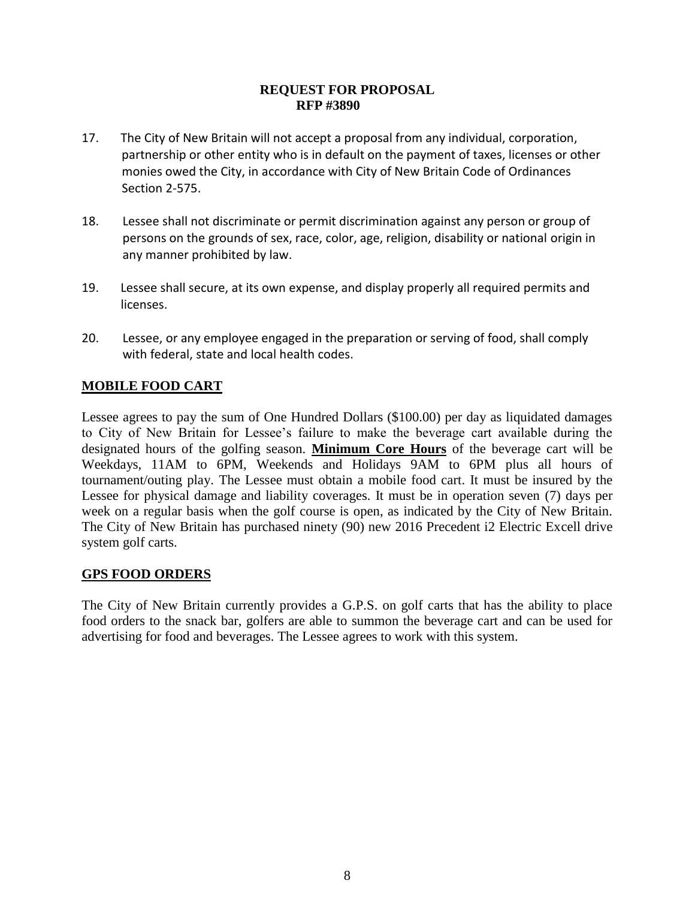**REQUEST FOR PROPOSAL**
**RFP #3890**

17. The City of New Britain will not accept a proposal from any individual, corporation, partnership or other entity who is in default on the payment of taxes, licenses or other monies owed the City, in accordance with City of New Britain Code of Ordinances Section 2-575.

18. Lessee shall not discriminate or permit discrimination against any person or group of persons on the grounds of sex, race, color, age, religion, disability or national origin in any manner prohibited by law.

19. Lessee shall secure, at its own expense, and display properly all required permits and licenses.

20. Lessee, or any employee engaged in the preparation or serving of food, shall comply with federal, state and local health codes.

## MOBILE FOOD CART

Lessee agrees to pay the sum of One Hundred Dollars ($100.00) per day as liquidated damages to City of New Britain for Lessee's failure to make the beverage cart available during the designated hours of the golfing season. **Minimum Core Hours** of the beverage cart will be Weekdays, 11AM to 6PM, Weekends and Holidays 9AM to 6PM plus all hours of tournament/outing play. The Lessee must obtain a mobile food cart. It must be insured by the Lessee for physical damage and liability coverages. It must be in operation seven (7) days per week on a regular basis when the golf course is open, as indicated by the City of New Britain. The City of New Britain has purchased ninety (90) new 2016 Precedent i2 Electric Excell drive system golf carts.

## GPS FOOD ORDERS

The City of New Britain currently provides a G.P.S. on golf carts that has the ability to place food orders to the snack bar, golfers are able to summon the beverage cart and can be used for advertising for food and beverages. The Lessee agrees to work with this system.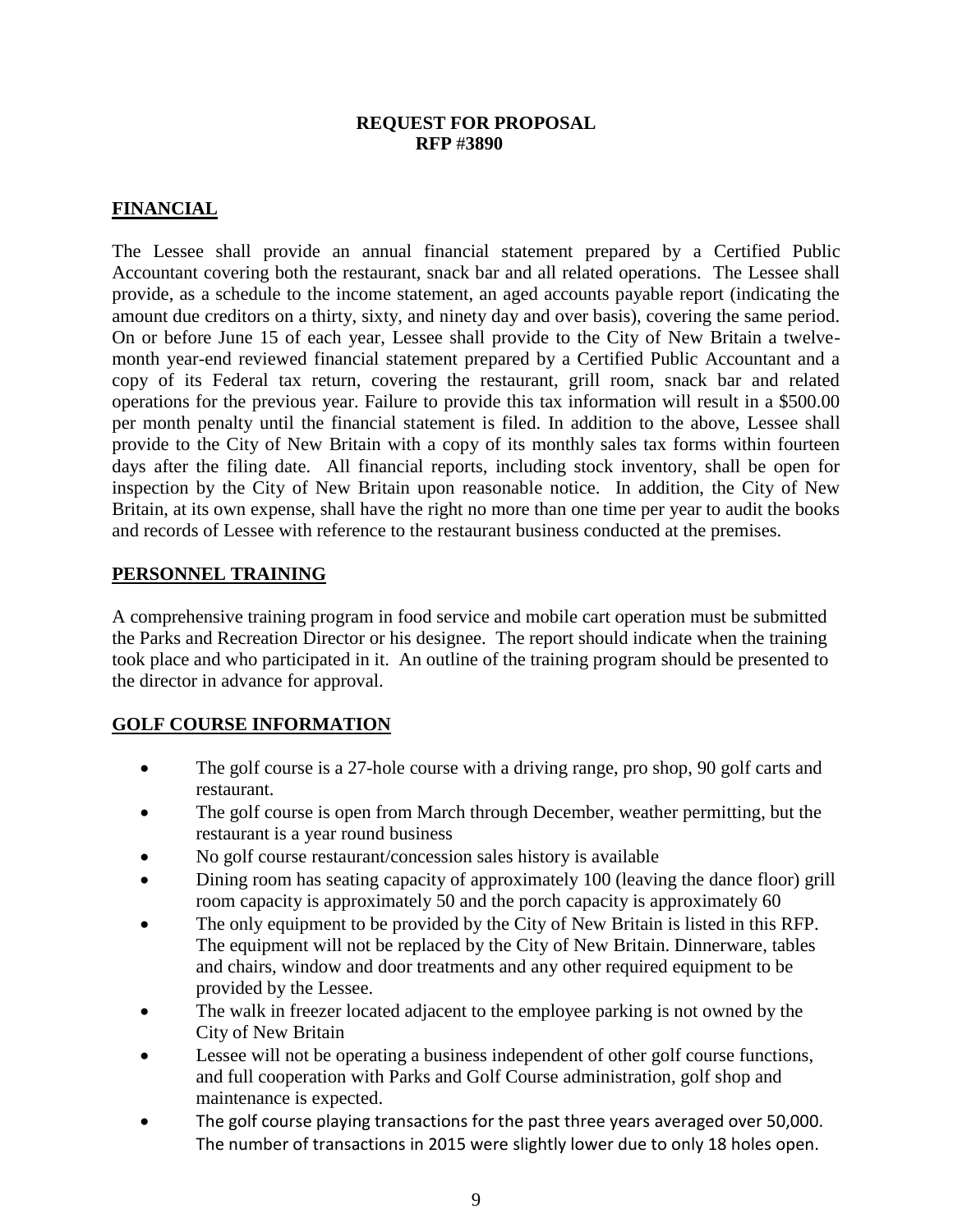**REQUEST FOR PROPOSAL**
**RFP #3890**

## FINANCIAL

The Lessee shall provide an annual financial statement prepared by a Certified Public Accountant covering both the restaurant, snack bar and all related operations. The Lessee shall provide, as a schedule to the income statement, an aged accounts payable report (indicating the amount due creditors on a thirty, sixty, and ninety day and over basis), covering the same period. On or before June 15 of each year, Lessee shall provide to the City of New Britain a twelve-month year-end reviewed financial statement prepared by a Certified Public Accountant and a copy of its Federal tax return, covering the restaurant, grill room, snack bar and related operations for the previous year. Failure to provide this tax information will result in a $500.00 per month penalty until the financial statement is filed. In addition to the above, Lessee shall provide to the City of New Britain with a copy of its monthly sales tax forms within fourteen days after the filing date. All financial reports, including stock inventory, shall be open for inspection by the City of New Britain upon reasonable notice. In addition, the City of New Britain, at its own expense, shall have the right no more than one time per year to audit the books and records of Lessee with reference to the restaurant business conducted at the premises.

## PERSONNEL TRAINING

A comprehensive training program in food service and mobile cart operation must be submitted the Parks and Recreation Director or his designee. The report should indicate when the training took place and who participated in it. An outline of the training program should be presented to the director in advance for approval.

## GOLF COURSE INFORMATION

- The golf course is a 27-hole course with a driving range, pro shop, 90 golf carts and restaurant.
- The golf course is open from March through December, weather permitting, but the restaurant is a year round business
- No golf course restaurant/concession sales history is available
- Dining room has seating capacity of approximately 100 (leaving the dance floor) grill room capacity is approximately 50 and the porch capacity is approximately 60
- The only equipment to be provided by the City of New Britain is listed in this RFP. The equipment will not be replaced by the City of New Britain. Dinnerware, tables and chairs, window and door treatments and any other required equipment to be provided by the Lessee.
- The walk in freezer located adjacent to the employee parking is not owned by the City of New Britain
- Lessee will not be operating a business independent of other golf course functions, and full cooperation with Parks and Golf Course administration, golf shop and maintenance is expected.
- The golf course playing transactions for the past three years averaged over 50,000. The number of transactions in 2015 were slightly lower due to only 18 holes open.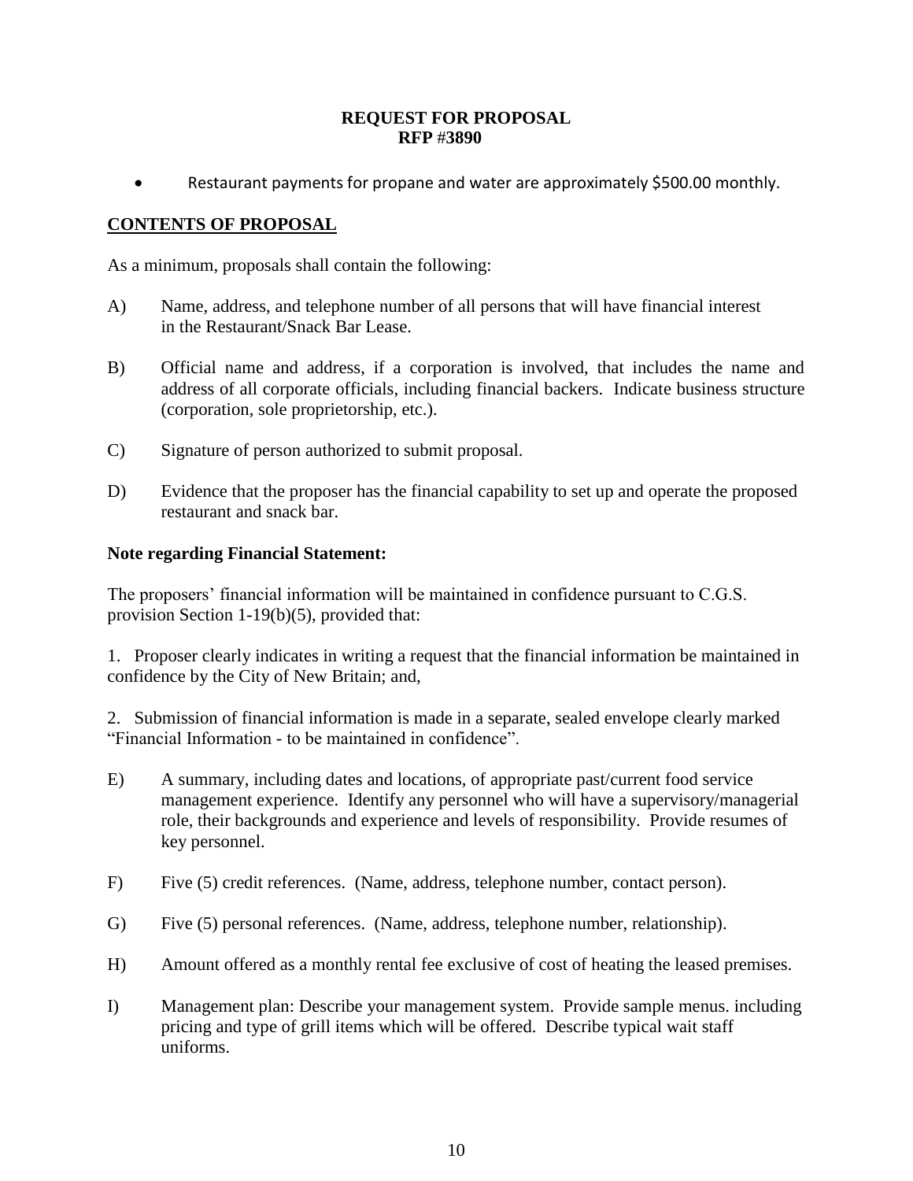**REQUEST FOR PROPOSAL**
**RFP #3890**

- Restaurant payments for propane and water are approximately $500.00 monthly.

## CONTENTS OF PROPOSAL

As a minimum, proposals shall contain the following:

A) Name, address, and telephone number of all persons that will have financial interest in the Restaurant/Snack Bar Lease.

B) Official name and address, if a corporation is involved, that includes the name and address of all corporate officials, including financial backers. Indicate business structure (corporation, sole proprietorship, etc.).

C) Signature of person authorized to submit proposal.

D) Evidence that the proposer has the financial capability to set up and operate the proposed restaurant and snack bar.

**Note regarding Financial Statement:**

The proposers' financial information will be maintained in confidence pursuant to C.G.S. provision Section 1-19(b)(5), provided that:

1. Proposer clearly indicates in writing a request that the financial information be maintained in confidence by the City of New Britain; and,

2. Submission of financial information is made in a separate, sealed envelope clearly marked "Financial Information - to be maintained in confidence".

E) A summary, including dates and locations, of appropriate past/current food service management experience. Identify any personnel who will have a supervisory/managerial role, their backgrounds and experience and levels of responsibility. Provide resumes of key personnel.

F) Five (5) credit references. (Name, address, telephone number, contact person).

G) Five (5) personal references. (Name, address, telephone number, relationship).

H) Amount offered as a monthly rental fee exclusive of cost of heating the leased premises.

I) Management plan: Describe your management system. Provide sample menus. including pricing and type of grill items which will be offered. Describe typical wait staff uniforms.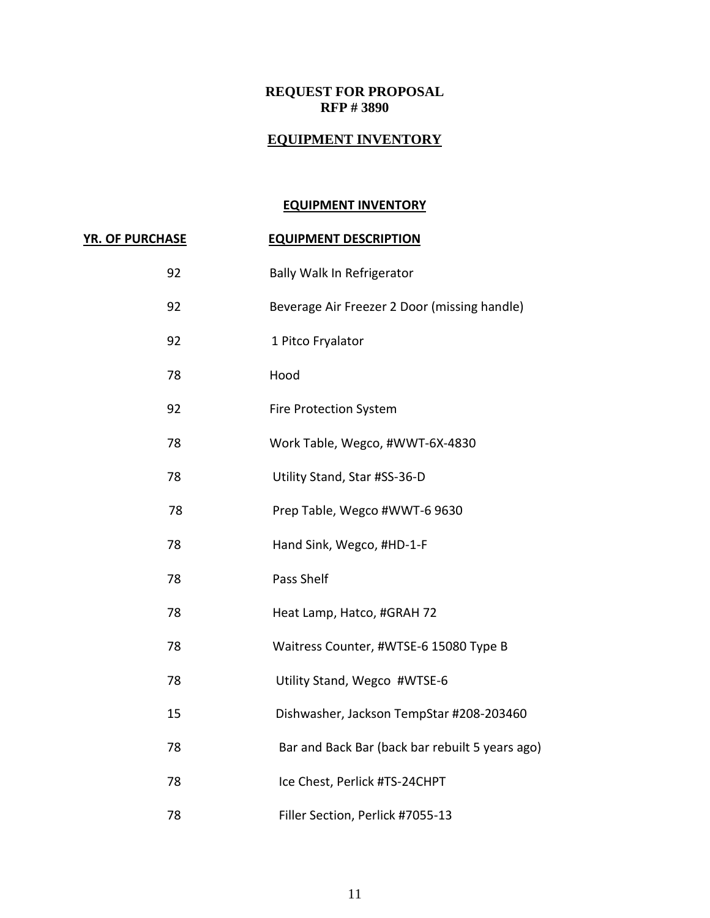**REQUEST FOR PROPOSAL**
**RFP # 3890**

## EQUIPMENT INVENTORY

### EQUIPMENT INVENTORY

| YR. OF PURCHASE | EQUIPMENT DESCRIPTION |
|---|---|
| 92 | Bally Walk In Refrigerator |
| 92 | Beverage Air Freezer 2 Door (missing handle) |
| 92 | 1 Pitco Fryalator |
| 78 | Hood |
| 92 | Fire Protection System |
| 78 | Work Table, Wegco, #WWT-6X-4830 |
| 78 | Utility Stand, Star #SS-36-D |
| 78 | Prep Table, Wegco #WWT-6 9630 |
| 78 | Hand Sink, Wegco, #HD-1-F |
| 78 | Pass Shelf |
| 78 | Heat Lamp, Hatco, #GRAH 72 |
| 78 | Waitress Counter, #WTSE-6 15080 Type B |
| 78 | Utility Stand, Wegco #WTSE-6 |
| 15 | Dishwasher, Jackson TempStar #208-203460 |
| 78 | Bar and Back Bar (back bar rebuilt 5 years ago) |
| 78 | Ice Chest, Perlick #TS-24CHPT |
| 78 | Filler Section, Perlick #7055-13 |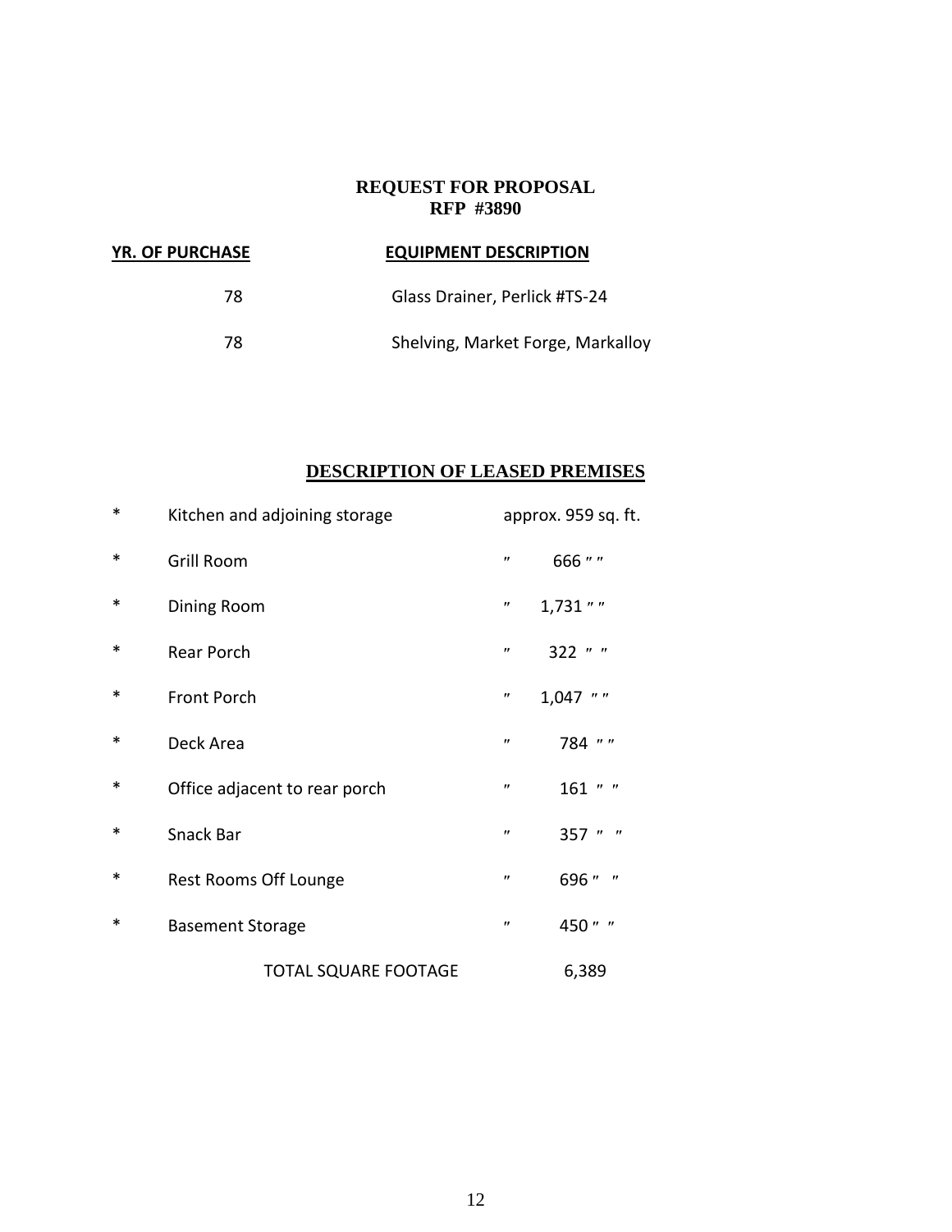**REQUEST FOR PROPOSAL**
**RFP #3890**

| YR. OF PURCHASE | EQUIPMENT DESCRIPTION |
|---|---|
| 78 | Glass Drainer, Perlick #TS-24 |
| 78 | Shelving, Market Forge, Markalloy |

## DESCRIPTION OF LEASED PREMISES

| | | |
|---|---|---|
| * | Kitchen and adjoining storage | approx. 959 sq. ft. |
| * | Grill Room | ″ 666 ″ ″ |
| * | Dining Room | ″ 1,731 ″ ″ |
| * | Rear Porch | ″ 322 ″ ″ |
| * | Front Porch | ″ 1,047 ″ ″ |
| * | Deck Area | ″ 784 ″ ″ |
| * | Office adjacent to rear porch | ″ 161 ″ ″ |
| * | Snack Bar | ″ 357 ″ ″ |
| * | Rest Rooms Off Lounge | ″ 696 ″ ″ |
| * | Basement Storage | ″ 450 ″ ″ |
| | TOTAL SQUARE FOOTAGE | 6,389 |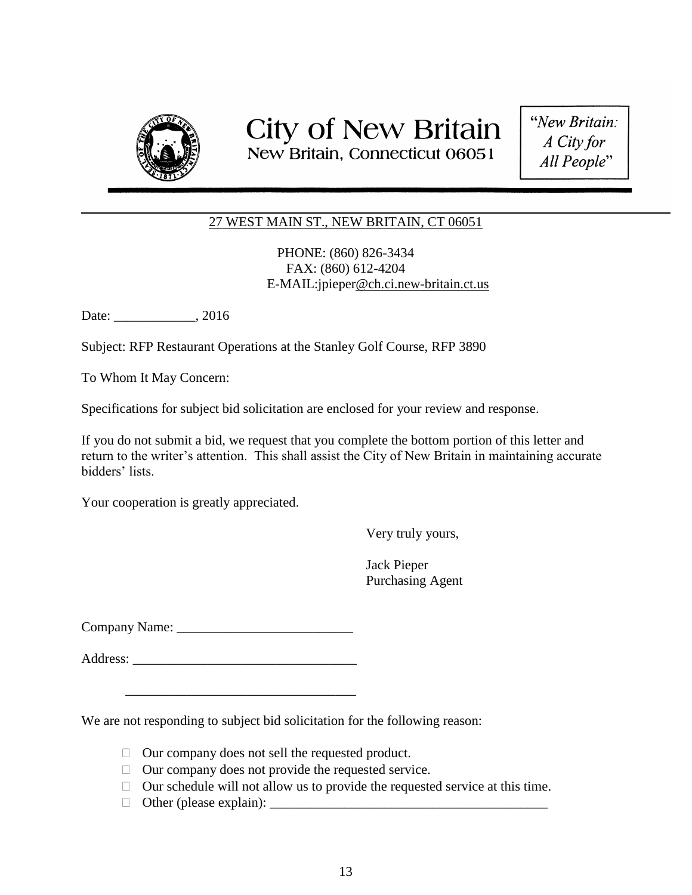# City of New Britain

New Britain, Connecticut 06051

"*New Britain: A City for All People*"

27 WEST MAIN ST., NEW BRITAIN, CT 06051

PHONE: (860) 826-3434
FAX: (860) 612-4204
E-MAIL:jpieper@ch.ci.new-britain.ct.us

Date: ____________, 2016

Subject: RFP Restaurant Operations at the Stanley Golf Course, RFP 3890

To Whom It May Concern:

Specifications for subject bid solicitation are enclosed for your review and response.

If you do not submit a bid, we request that you complete the bottom portion of this letter and return to the writer's attention. This shall assist the City of New Britain in maintaining accurate bidders' lists.

Your cooperation is greatly appreciated.

Very truly yours,

Jack Pieper
Purchasing Agent

Company Name: __________________________

Address: _________________________________

_________________________________

We are not responding to subject bid solicitation for the following reason:

- ☐ Our company does not sell the requested product.
- ☐ Our company does not provide the requested service.
- ☐ Our schedule will not allow us to provide the requested service at this time.
- ☐ Other (please explain): _________________________________________